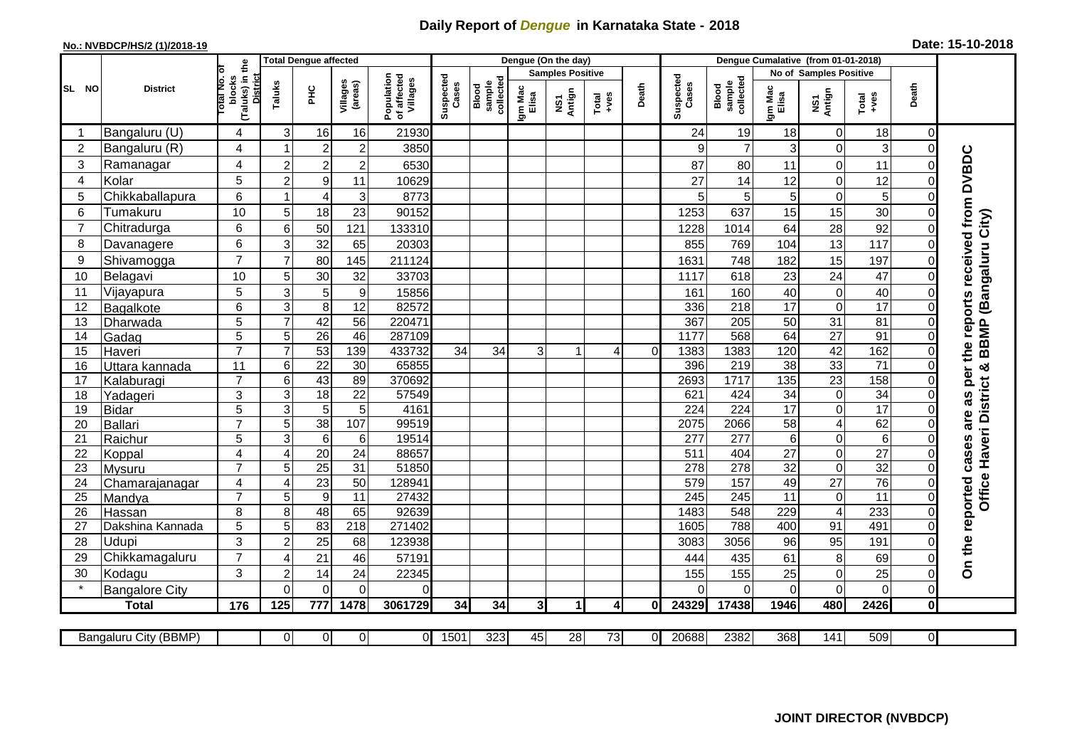# Daily Report of *Dengue* in Karnataka State - 2018

**No.: NVBDCP/HS/2 (1)/2018-19**

**Date: 15-10-2018**

| SL NO | District | Total No. of blocks (Taluks) in the District | Total Dengue affected | | | | Dengue (On the day) | | | | | | | Dengue Cumalative (from 01-01-2018) | | | | | | | |
|---|---|---|---|---|---|---|---|---|---|---|---|---|---|---|---|---|---|---|---|---|
| | | | Taluks | PHC | Villages (areas) | Population of affected Villages | Suspected Cases | Blood sample collected | Samples Positive | | | Death | Suspected Cases | Blood sample collected | No of Samples Positive | | | Death | |
| | | | | | | | | | Igm Mac Elisa | NS1 Antign | Total +ves | | | | Igm Mac Elisa | NS1 Antign | Total +ves | | |
| 1 | Bangaluru (U) | 4 | 3 | 16 | 16 | 21930 | | | | | | | 24 | 19 | 18 | 0 | 18 | 0 | On the reported cases are as per the reports received from DVBDC Office Haveri District & BBMP (Bangaluru City) |
| 2 | Bangaluru (R) | 4 | 1 | 2 | 2 | 3850 | | | | | | | 9 | 7 | 3 | 0 | 3 | 0 | |
| 3 | Ramanagar | 4 | 2 | 2 | 2 | 6530 | | | | | | | 87 | 80 | 11 | 0 | 11 | 0 | |
| 4 | Kolar | 5 | 2 | 9 | 11 | 10629 | | | | | | | 27 | 14 | 12 | 0 | 12 | 0 | |
| 5 | Chikkaballapura | 6 | 1 | 4 | 3 | 8773 | | | | | | | 5 | 5 | 5 | 0 | 5 | 0 | |
| 6 | Tumakuru | 10 | 5 | 18 | 23 | 90152 | | | | | | | 1253 | 637 | 15 | 15 | 30 | 0 | |
| 7 | Chitradurga | 6 | 6 | 50 | 121 | 133310 | | | | | | | 1228 | 1014 | 64 | 28 | 92 | 0 | |
| 8 | Davanagere | 6 | 3 | 32 | 65 | 20303 | | | | | | | 855 | 769 | 104 | 13 | 117 | 0 | |
| 9 | Shivamogga | 7 | 7 | 80 | 145 | 211124 | | | | | | | 1631 | 748 | 182 | 15 | 197 | 0 | |
| 10 | Belagavi | 10 | 5 | 30 | 32 | 33703 | | | | | | | 1117 | 618 | 23 | 24 | 47 | 0 | |
| 11 | Vijayapura | 5 | 3 | 5 | 9 | 15856 | | | | | | | 161 | 160 | 40 | 0 | 40 | 0 | |
| 12 | Bagalkote | 6 | 3 | 8 | 12 | 82572 | | | | | | | 336 | 218 | 17 | 0 | 17 | 0 | |
| 13 | Dharwada | 5 | 7 | 42 | 56 | 220471 | | | | | | | 367 | 205 | 50 | 31 | 81 | 0 | |
| 14 | Gadag | 5 | 5 | 26 | 46 | 287109 | | | | | | | 1177 | 568 | 64 | 27 | 91 | 0 | |
| 15 | Haveri | 7 | 7 | 53 | 139 | 433732 | 34 | 34 | 3 | 1 | 4 | 0 | 1383 | 1383 | 120 | 42 | 162 | 0 | |
| 16 | Uttara kannada | 11 | 6 | 22 | 30 | 65855 | | | | | | | 396 | 219 | 38 | 33 | 71 | 0 | |
| 17 | Kalaburagi | 7 | 6 | 43 | 89 | 370692 | | | | | | | 2693 | 1717 | 135 | 23 | 158 | 0 | |
| 18 | Yadageri | 3 | 3 | 18 | 22 | 57549 | | | | | | | 621 | 424 | 34 | 0 | 34 | 0 | |
| 19 | Bidar | 5 | 3 | 5 | 5 | 4161 | | | | | | | 224 | 224 | 17 | 0 | 17 | 0 | |
| 20 | Ballari | 7 | 5 | 38 | 107 | 99519 | | | | | | | 2075 | 2066 | 58 | 4 | 62 | 0 | |
| 21 | Raichur | 5 | 3 | 6 | 6 | 19514 | | | | | | | 277 | 277 | 6 | 0 | 6 | 0 | |
| 22 | Koppal | 4 | 4 | 20 | 24 | 88657 | | | | | | | 511 | 404 | 27 | 0 | 27 | 0 | |
| 23 | Mysuru | 7 | 5 | 25 | 31 | 51850 | | | | | | | 278 | 278 | 32 | 0 | 32 | 0 | |
| 24 | Chamarajanagar | 4 | 4 | 23 | 50 | 128941 | | | | | | | 579 | 157 | 49 | 27 | 76 | 0 | |
| 25 | Mandya | 7 | 5 | 9 | 11 | 27432 | | | | | | | 245 | 245 | 11 | 0 | 11 | 0 | |
| 26 | Hassan | 8 | 8 | 48 | 65 | 92639 | | | | | | | 1483 | 548 | 229 | 4 | 233 | 0 | |
| 27 | Dakshina Kannada | 5 | 5 | 83 | 218 | 271402 | | | | | | | 1605 | 788 | 400 | 91 | 491 | 0 | |
| 28 | Udupi | 3 | 2 | 25 | 68 | 123938 | | | | | | | 3083 | 3056 | 96 | 95 | 191 | 0 | |
| 29 | Chikkamagaluru | 7 | 4 | 21 | 46 | 57191 | | | | | | | 444 | 435 | 61 | 8 | 69 | 0 | |
| 30 | Kodagu | 3 | 2 | 14 | 24 | 22345 | | | | | | | 155 | 155 | 25 | 0 | 25 | 0 | |
| * | Bangalore City | | 0 | 0 | 0 | 0 | | | | | | | 0 | 0 | 0 | 0 | 0 | 0 | |
| **Total** | | **176** | **125** | **777** | **1478** | **3061729** | **34** | **34** | **3** | **1** | **4** | **0** | **24329** | **17438** | **1946** | **480** | **2426** | **0** | |

| Bangaluru City (BBMP) | | 0 | 0 | 0 | 0 | 1501 | 323 | 45 | 28 | 73 | 0 | 20688 | 2382 | 368 | 141 | 509 | 0 |
|---|---|---|---|---|---|---|---|---|---|---|---|---|---|---|---|---|---|

**JOINT DIRECTOR (NVBDCP)**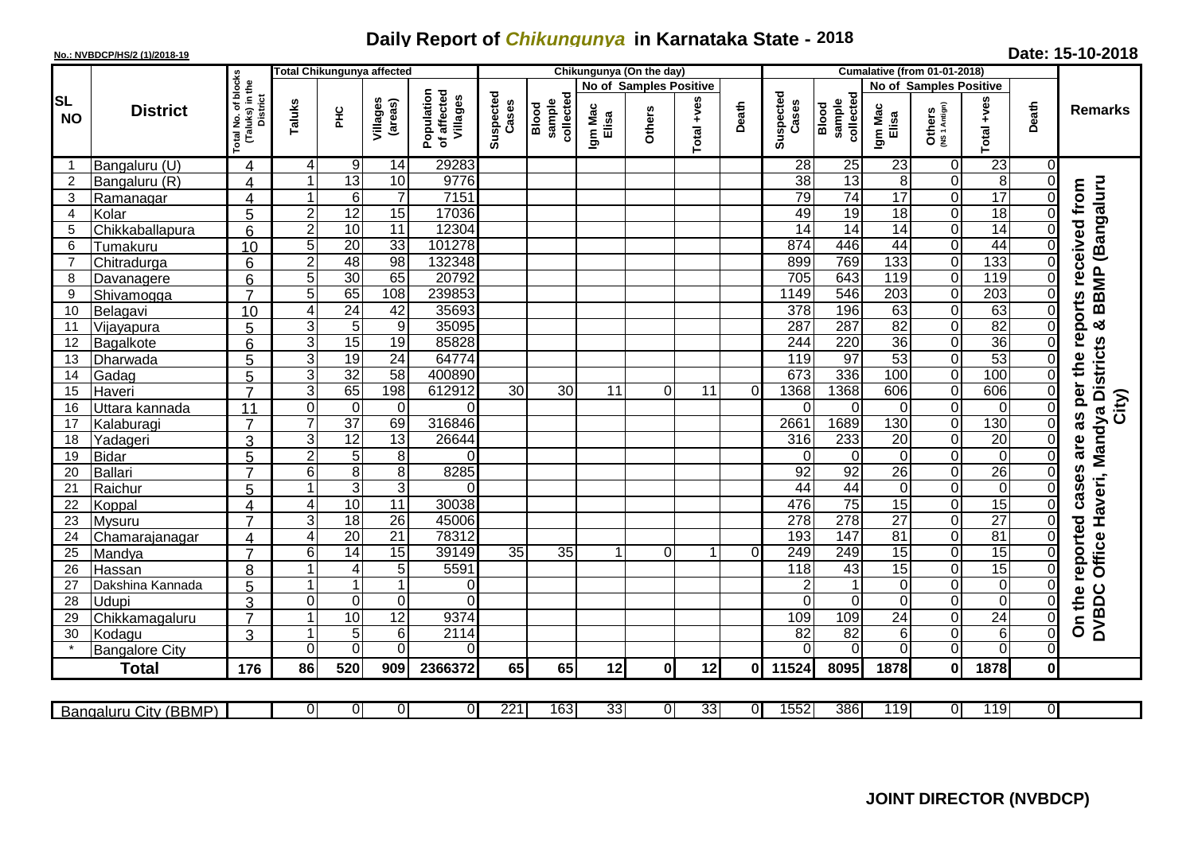# Daily Report of *Chikungunya* in Karnataka State - 2018

**No.: NVBDCP/HS/2 (1)/2018-19**

**Date: 15-10-2018**

| SL NO | District | Total No. of blocks (Taluks) in the District | Total Chikungunya affected | | | | Chikungunya (On the day) | | | | | | Cumalative (from 01-01-2018) | | | | | | Remarks |
|---|---|---|---|---|---|---|---|---|---|---|---|---|---|---|---|---|---|---|---|
| | | | | | | | | | No of Samples Positive | | | | | | No of Samples Positive | | | | |
| | | | Taluks | PHC | Villages (areas) | Population of affected Villages | Suspected Cases | Blood sample collected | Igm Mac Elisa | Others | Total +ves | Death | Suspected Cases | Blood sample collected | Igm Mac Elisa | Others (NS 1 Antign) | Total +ves | Death | |
| 1 | Bangaluru (U) | 4 | 4 | 9 | 14 | 29283 | | | | | | | 28 | 25 | 23 | 0 | 23 | 0 | On the reported cases are as per the reports received from DVBDC Office Haveri, Mandya Districts & BBMP (Bangaluru City) |
| 2 | Bangaluru (R) | 4 | 1 | 13 | 10 | 9776 | | | | | | | 38 | 13 | 8 | 0 | 8 | 0 | |
| 3 | Ramanagar | 4 | 1 | 6 | 7 | 7151 | | | | | | | 79 | 74 | 17 | 0 | 17 | 0 | |
| 4 | Kolar | 5 | 2 | 12 | 15 | 17036 | | | | | | | 49 | 19 | 18 | 0 | 18 | 0 | |
| 5 | Chikkaballapura | 6 | 2 | 10 | 11 | 12304 | | | | | | | 14 | 14 | 14 | 0 | 14 | 0 | |
| 6 | Tumakuru | 10 | 5 | 20 | 33 | 101278 | | | | | | | 874 | 446 | 44 | 0 | 44 | 0 | |
| 7 | Chitradurga | 6 | 2 | 48 | 98 | 132348 | | | | | | | 899 | 769 | 133 | 0 | 133 | 0 | |
| 8 | Davanagere | 6 | 5 | 30 | 65 | 20792 | | | | | | | 705 | 643 | 119 | 0 | 119 | 0 | |
| 9 | Shivamogga | 7 | 5 | 65 | 108 | 239853 | | | | | | | 1149 | 546 | 203 | 0 | 203 | 0 | |
| 10 | Belagavi | 10 | 4 | 24 | 42 | 35693 | | | | | | | 378 | 196 | 63 | 0 | 63 | 0 | |
| 11 | Vijayapura | 5 | 3 | 5 | 9 | 35095 | | | | | | | 287 | 287 | 82 | 0 | 82 | 0 | |
| 12 | Bagalkote | 6 | 3 | 15 | 19 | 85828 | | | | | | | 244 | 220 | 36 | 0 | 36 | 0 | |
| 13 | Dharwada | 5 | 3 | 19 | 24 | 64774 | | | | | | | 119 | 97 | 53 | 0 | 53 | 0 | |
| 14 | Gadag | 5 | 3 | 32 | 58 | 400890 | | | | | | | 673 | 336 | 100 | 0 | 100 | 0 | |
| 15 | Haveri | 7 | 3 | 65 | 198 | 612912 | 30 | 30 | 11 | 0 | 11 | 0 | 1368 | 1368 | 606 | 0 | 606 | 0 | |
| 16 | Uttara kannada | 11 | 0 | 0 | 0 | 0 | | | | | | | 0 | 0 | 0 | 0 | 0 | 0 | |
| 17 | Kalaburagi | 7 | 7 | 37 | 69 | 316846 | | | | | | | 2661 | 1689 | 130 | 0 | 130 | 0 | |
| 18 | Yadageri | 3 | 3 | 12 | 13 | 26644 | | | | | | | 316 | 233 | 20 | 0 | 20 | 0 | |
| 19 | Bidar | 5 | 2 | 5 | 8 | 0 | | | | | | | 0 | 0 | 0 | 0 | 0 | 0 | |
| 20 | Ballari | 7 | 6 | 8 | 8 | 8285 | | | | | | | 92 | 92 | 26 | 0 | 26 | 0 | |
| 21 | Raichur | 5 | 1 | 3 | 3 | 0 | | | | | | | 44 | 44 | 0 | 0 | 0 | 0 | |
| 22 | Koppal | 4 | 4 | 10 | 11 | 30038 | | | | | | | 476 | 75 | 15 | 0 | 15 | 0 | |
| 23 | Mysuru | 7 | 3 | 18 | 26 | 45006 | | | | | | | 278 | 278 | 27 | 0 | 27 | 0 | |
| 24 | Chamarajanagar | 4 | 4 | 20 | 21 | 78312 | | | | | | | 193 | 147 | 81 | 0 | 81 | 0 | |
| 25 | Mandya | 7 | 6 | 14 | 15 | 39149 | 35 | 35 | 1 | 0 | 1 | 0 | 249 | 249 | 15 | 0 | 15 | 0 | |
| 26 | Hassan | 8 | 1 | 4 | 5 | 5591 | | | | | | | 118 | 43 | 15 | 0 | 15 | 0 | |
| 27 | Dakshina Kannada | 5 | 1 | 1 | 1 | 0 | | | | | | | 2 | 1 | 0 | 0 | 0 | 0 | |
| 28 | Udupi | 3 | 0 | 0 | 0 | 0 | | | | | | | 0 | 0 | 0 | 0 | 0 | 0 | |
| 29 | Chikkamagaluru | 7 | 1 | 10 | 12 | 9374 | | | | | | | 109 | 109 | 24 | 0 | 24 | 0 | |
| 30 | Kodagu | 3 | 1 | 5 | 6 | 2114 | | | | | | | 82 | 82 | 6 | 0 | 6 | 0 | |
| * | Bangalore City | | 0 | 0 | 0 | 0 | | | | | | | 0 | 0 | 0 | 0 | 0 | 0 | |
| **Total** | | **176** | **86** | **520** | **909** | **2366372** | **65** | **65** | **12** | **0** | **12** | **0** | **11524** | **8095** | **1878** | **0** | **1878** | **0** | |

| | | | | | | | | | | | | | | | | | |
|---|---|---|---|---|---|---|---|---|---|---|---|---|---|---|---|---|---|
| Bangaluru City (BBMP) | | 0 | 0 | 0 | 0 | 221 | 163 | 33 | 0 | 33 | 0 | 1552 | 386 | 119 | 0 | 119 | 0 |

**JOINT DIRECTOR (NVBDCP)**